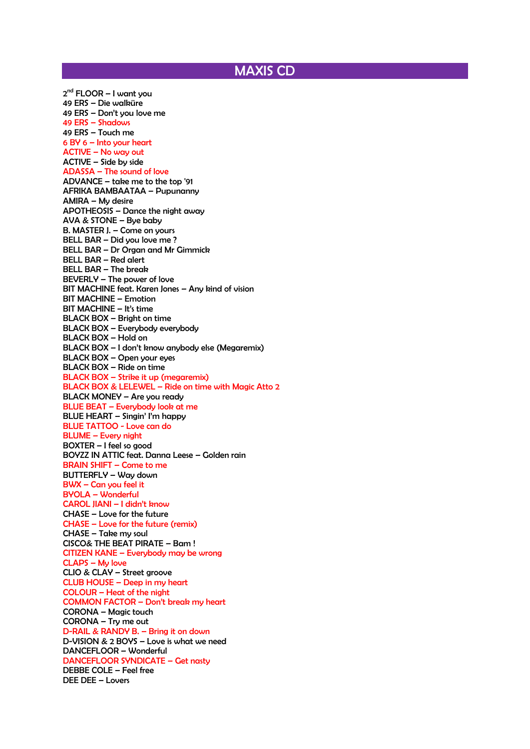# MAXIS CD

2nd FLOOR – I want you
49 ERS – Die walküre
49 ERS – Don't you love me
49 ERS – Shadows
49 ERS – Touch me
6 BY 6 – Into your heart
ACTIVE – No way out
ACTIVE – Side by side
ADASSA – The sound of love
ADVANCE – take me to the top '91
AFRIKA BAMBAATAA – Pupunanny
AMIRA – My desire
APOTHEOSIS – Dance the night away
AVA & STONE – Bye baby
B. MASTER J. – Come on yours
BELL BAR – Did you love me ?
BELL BAR – Dr Organ and Mr Gimmick
BELL BAR – Red alert
BELL BAR – The break
BEVERLY – The power of love
BIT MACHINE feat. Karen Jones – Any kind of vision
BIT MACHINE – Emotion
BIT MACHINE – It's time
BLACK BOX – Bright on time
BLACK BOX – Everybody everybody
BLACK BOX – Hold on
BLACK BOX – I don't know anybody else (Megaremix)
BLACK BOX – Open your eyes
BLACK BOX – Ride on time
BLACK BOX – Strike it up (megaremix)
BLACK BOX & LELEWEL – Ride on time with Magic Atto 2
BLACK MONEY – Are you ready
BLUE BEAT – Everybody look at me
BLUE HEART – Singin' I'm happy
BLUE TATTOO - Love can do
BLUME – Every night
BOXTER – I feel so good
BOYZZ IN ATTIC feat. Danna Leese – Golden rain
BRAIN SHIFT – Come to me
BUTTERFLY – Way down
BWX – Can you feel it
BYOLA – Wonderful
CAROL JIANI – I didn't know
CHASE – Love for the future
CHASE – Love for the future (remix)
CHASE – Take my soul
CISCO& THE BEAT PIRATE – Bam !
CITIZEN KANE – Everybody may be wrong
CLAPS – My love
CLIO & CLAY – Street groove
CLUB HOUSE – Deep in my heart
COLOUR – Heat of the night
COMMON FACTOR – Don't break my heart
CORONA – Magic touch
CORONA – Try me out
D-RAIL & RANDY B. – Bring it on down
D-VISION & 2 BOYS – Love is what we need
DANCEFLOOR – Wonderful
DANCEFLOOR SYNDICATE – Get nasty
DEBBE COLE – Feel free
DEE DEE – Lovers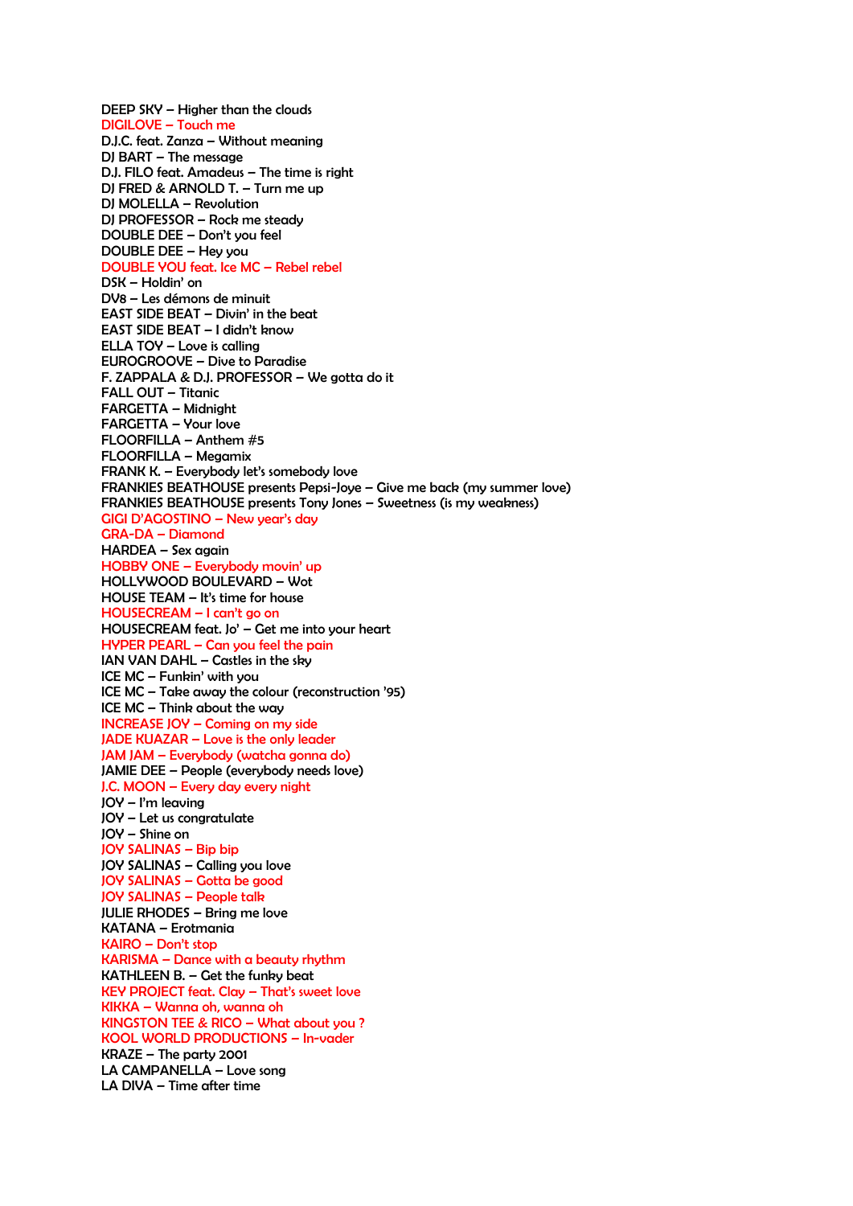DEEP SKY – Higher than the clouds
DIGILOVE – Touch me
D.J.C. feat. Zanza – Without meaning
DJ BART – The message
D.J. FILO feat. Amadeus – The time is right
DJ FRED & ARNOLD T. – Turn me up
DJ MOLELLA – Revolution
DJ PROFESSOR – Rock me steady
DOUBLE DEE – Don't you feel
DOUBLE DEE – Hey you
DOUBLE YOU feat. Ice MC – Rebel rebel
DSK – Holdin' on
DV8 – Les démons de minuit
EAST SIDE BEAT – Divin' in the beat
EAST SIDE BEAT – I didn't know
ELLA TOY – Love is calling
EUROGROOVE – Dive to Paradise
F. ZAPPALA & D.J. PROFESSOR – We gotta do it
FALL OUT – Titanic
FARGETTA – Midnight
FARGETTA – Your love
FLOORFILLA – Anthem #5
FLOORFILLA – Megamix
FRANK K. – Everybody let's somebody love
FRANKIES BEATHOUSE presents Pepsi-Joye – Give me back (my summer love)
FRANKIES BEATHOUSE presents Tony Jones – Sweetness (is my weakness)
GIGI D'AGOSTINO – New year's day
GRA-DA – Diamond
HARDEA – Sex again
HOBBY ONE – Everybody movin' up
HOLLYWOOD BOULEVARD – Wot
HOUSE TEAM – It's time for house
HOUSECREAM – I can't go on
HOUSECREAM feat. Jo' – Get me into your heart
HYPER PEARL – Can you feel the pain
IAN VAN DAHL – Castles in the sky
ICE MC – Funkin' with you
ICE MC – Take away the colour (reconstruction '95)
ICE MC – Think about the way
INCREASE JOY – Coming on my side
JADE KUAZAR – Love is the only leader
JAM JAM – Everybody (watcha gonna do)
JAMIE DEE – People (everybody needs love)
J.C. MOON – Every day every night
JOY – I'm leaving
JOY – Let us congratulate
JOY – Shine on
JOY SALINAS – Bip bip
JOY SALINAS – Calling you love
JOY SALINAS – Gotta be good
JOY SALINAS – People talk
JULIE RHODES – Bring me love
KATANA – Erotmania
KAIRO – Don't stop
KARISMA – Dance with a beauty rhythm
KATHLEEN B. – Get the funky beat
KEY PROJECT feat. Clay – That's sweet love
KIKKA – Wanna oh, wanna oh
KINGSTON TEE & RICO – What about you ?
KOOL WORLD PRODUCTIONS – In-vader
KRAZE – The party 2001
LA CAMPANELLA – Love song
LA DIVA – Time after time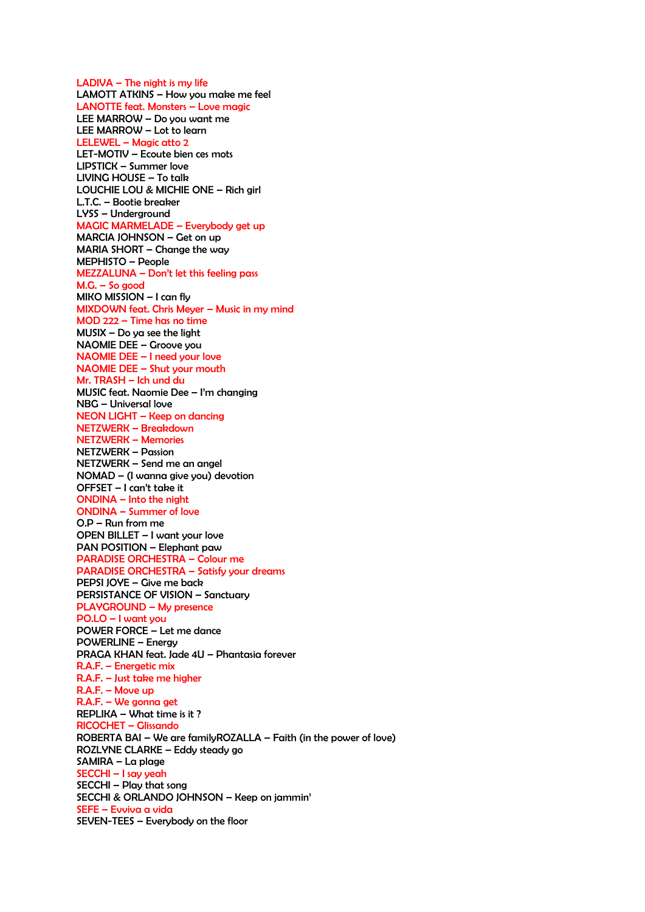LADIVA – The night is my life
LAMOTT ATKINS – How you make me feel
LANOTTE feat. Monsters – Love magic
LEE MARROW – Do you want me
LEE MARROW – Lot to learn
LELEWEL – Magic atto 2
LET-MOTIV – Ecoute bien ces mots
LIPSTICK – Summer love
LIVING HOUSE – To talk
LOUCHIE LOU & MICHIE ONE – Rich girl
L.T.C. – Bootie breaker
LYSS – Underground
MAGIC MARMELADE – Everybody get up
MARCIA JOHNSON – Get on up
MARIA SHORT – Change the way
MEPHISTO – People
MEZZALUNA – Don't let this feeling pass
M.G. – So good
MIKO MISSION – I can fly
MIXDOWN feat. Chris Meyer – Music in my mind
MOD 222 – Time has no time
MUSIX – Do ya see the light
NAOMIE DEE – Groove you
NAOMIE DEE – I need your love
NAOMIE DEE – Shut your mouth
Mr. TRASH – Ich und du
MUSIC feat. Naomie Dee – I'm changing
NBG – Universal love
NEON LIGHT – Keep on dancing
NETZWERK – Breakdown
NETZWERK – Memories
NETZWERK – Passion
NETZWERK – Send me an angel
NOMAD – (I wanna give you) devotion
OFFSET – I can't take it
ONDINA – Into the night
ONDINA – Summer of love
O.P – Run from me
OPEN BILLET – I want your love
PAN POSITION – Elephant paw
PARADISE ORCHESTRA – Colour me
PARADISE ORCHESTRA – Satisfy your dreams
PEPSI JOYE – Give me back
PERSISTANCE OF VISION – Sanctuary
PLAYGROUND – My presence
PO.LO – I want you
POWER FORCE – Let me dance
POWERLINE – Energy
PRAGA KHAN feat. Jade 4U – Phantasia forever
R.A.F. – Energetic mix
R.A.F. – Just take me higher
R.A.F. – Move up
R.A.F. – We gonna get
REPLIKA – What time is it ?
RICOCHET – Glissando
ROBERTA BAI – We are familyROZALLA – Faith (in the power of love)
ROZLYNE CLARKE – Eddy steady go
SAMIRA – La plage
SECCHI – I say yeah
SECCHI – Play that song
SECCHI & ORLANDO JOHNSON – Keep on jammin'
SEFE – Evviva a vida
SEVEN-TEES – Everybody on the floor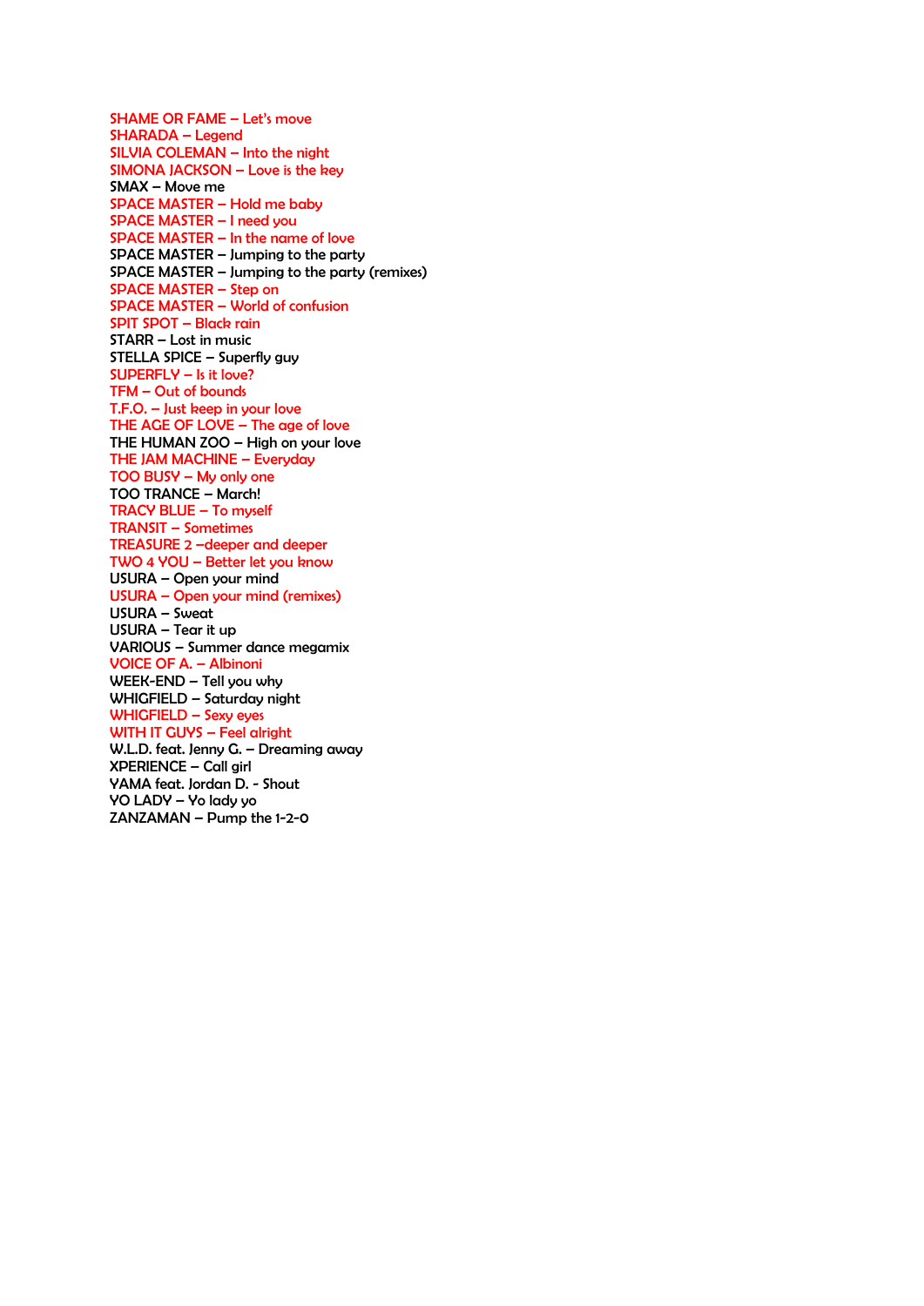SHAME OR FAME – Let's move
SHARADA – Legend
SILVIA COLEMAN – Into the night
SIMONA JACKSON – Love is the key
SMAX – Move me
SPACE MASTER – Hold me baby
SPACE MASTER – I need you
SPACE MASTER – In the name of love
SPACE MASTER – Jumping to the party
SPACE MASTER – Jumping to the party (remixes)
SPACE MASTER – Step on
SPACE MASTER – World of confusion
SPIT SPOT – Black rain
STARR – Lost in music
STELLA SPICE – Superfly guy
SUPERFLY – Is it love?
TFM – Out of bounds
T.F.O. – Just keep in your love
THE AGE OF LOVE – The age of love
THE HUMAN ZOO – High on your love
THE JAM MACHINE – Everyday
TOO BUSY – My only one
TOO TRANCE – March!
TRACY BLUE – To myself
TRANSIT – Sometimes
TREASURE 2 –deeper and deeper
TWO 4 YOU – Better let you know
USURA – Open your mind
USURA – Open your mind (remixes)
USURA – Sweat
USURA – Tear it up
VARIOUS – Summer dance megamix
VOICE OF A. – Albinoni
WEEK-END – Tell you why
WHIGFIELD – Saturday night
WHIGFIELD – Sexy eyes
WITH IT GUYS – Feel alright
W.L.D. feat. Jenny G. – Dreaming away
XPERIENCE – Call girl
YAMA feat. Jordan D. - Shout
YO LADY – Yo lady yo
ZANZAMAN – Pump the 1-2-0